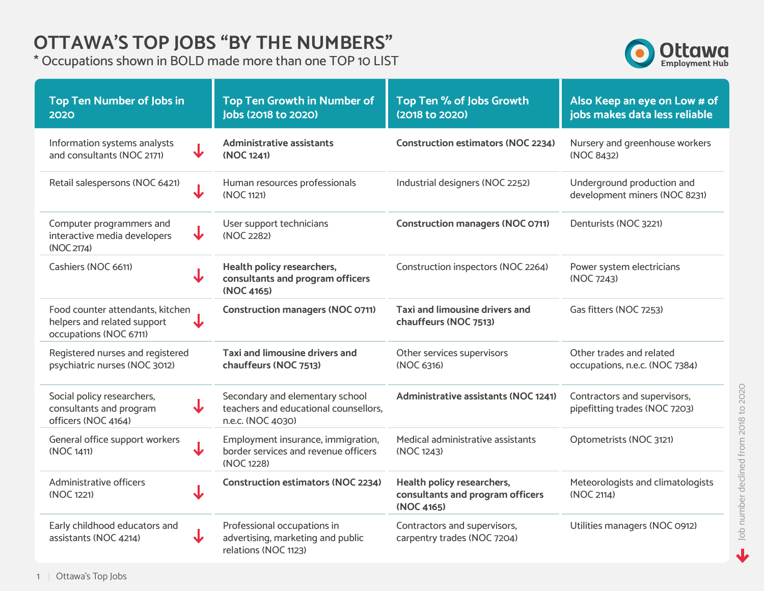# OTTAWA'S TOP JOBS "BY THE NUMBERS"

\* Occupations shown in BOLD made more than one TOP 10 LIST

| Top Ten Number of Jobs in 2020 | Top Ten Growth in Number of Jobs (2018 to 2020) | Top Ten % of Jobs Growth (2018 to 2020) | Also Keep an eye on Low # of jobs makes data less reliable |
|---|---|---|---|
| Information systems analysts and consultants (NOC 2171) ↓ | **Administrative assistants (NOC 1241)** | **Construction estimators (NOC 2234)** | Nursery and greenhouse workers (NOC 8432) |
| Retail salespersons (NOC 6421) ↓ | Human resources professionals (NOC 1121) | Industrial designers (NOC 2252) | Underground production and development miners (NOC 8231) |
| Computer programmers and interactive media developers (NOC 2174) ↓ | User support technicians (NOC 2282) | **Construction managers (NOC 0711)** | Denturists (NOC 3221) |
| Cashiers (NOC 6611) ↓ | **Health policy researchers, consultants and program officers (NOC 4165)** | Construction inspectors (NOC 2264) | Power system electricians (NOC 7243) |
| Food counter attendants, kitchen helpers and related support occupations (NOC 6711) ↓ | **Construction managers (NOC 0711)** | **Taxi and limousine drivers and chauffeurs (NOC 7513)** | Gas fitters (NOC 7253) |
| Registered nurses and registered psychiatric nurses (NOC 3012) | **Taxi and limousine drivers and chauffeurs (NOC 7513)** | Other services supervisors (NOC 6316) | Other trades and related occupations, n.e.c. (NOC 7384) |
| Social policy researchers, consultants and program officers (NOC 4164) ↓ | Secondary and elementary school teachers and educational counsellors, n.e.c. (NOC 4030) | **Administrative assistants (NOC 1241)** | Contractors and supervisors, pipefitting trades (NOC 7203) |
| General office support workers (NOC 1411) ↓ | Employment insurance, immigration, border services and revenue officers (NOC 1228) | Medical administrative assistants (NOC 1243) | Optometrists (NOC 3121) |
| Administrative officers (NOC 1221) ↓ | **Construction estimators (NOC 2234)** | **Health policy researchers, consultants and program officers (NOC 4165)** | Meteorologists and climatologists (NOC 2114) |
| Early childhood educators and assistants (NOC 4214) ↓ | Professional occupations in advertising, marketing and public relations (NOC 1123) | Contractors and supervisors, carpentry trades (NOC 7204) | Utilities managers (NOC 0912) |

↓ Job number declined from 2018 to 2020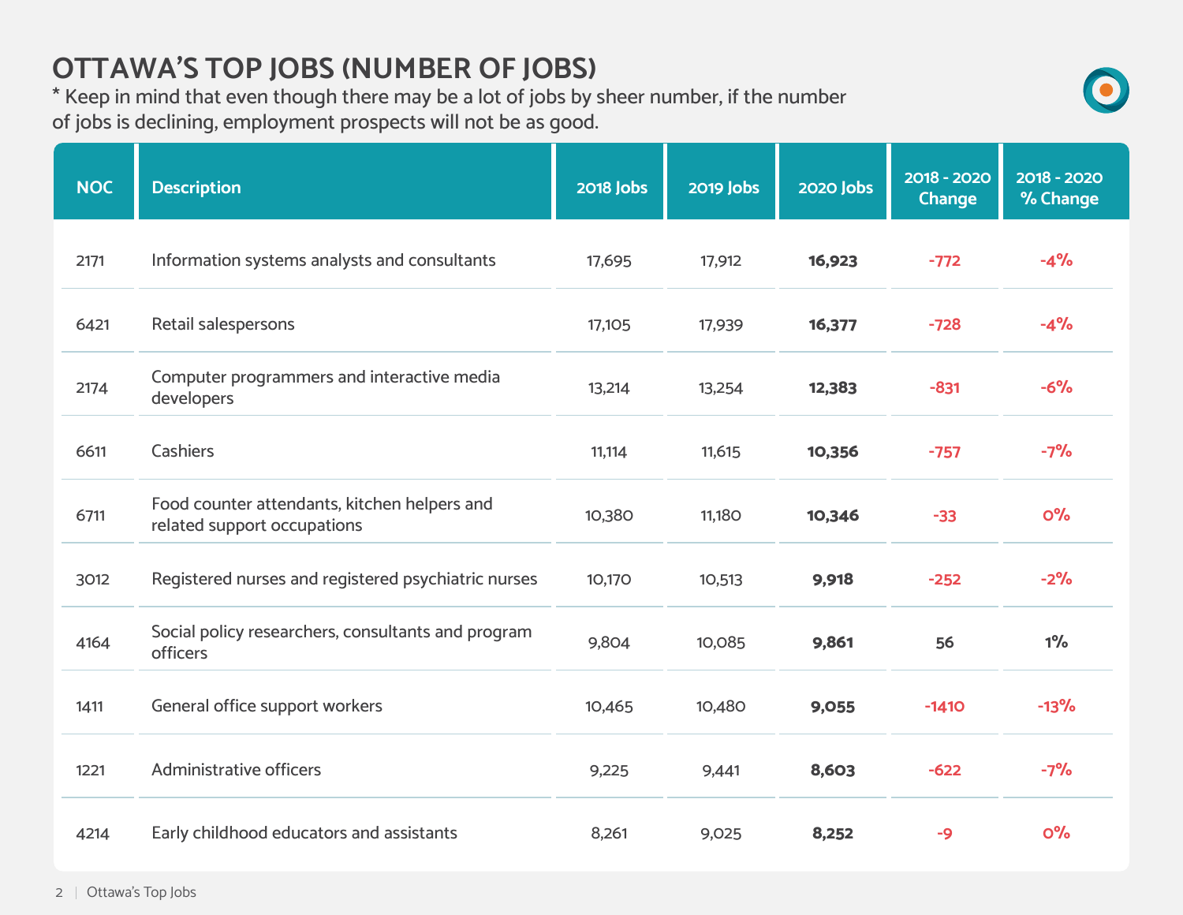# OTTAWA'S TOP JOBS (NUMBER OF JOBS)

* Keep in mind that even though there may be a lot of jobs by sheer number, if the number of jobs is declining, employment prospects will not be as good.

| NOC | Description | 2018 Jobs | 2019 Jobs | 2020 Jobs | 2018 - 2020 Change | 2018 - 2020 % Change |
|---|---|---|---|---|---|---|
| 2171 | Information systems analysts and consultants | 17,695 | 17,912 | **16,923** | -772 | -4% |
| 6421 | Retail salespersons | 17,105 | 17,939 | **16,377** | -728 | -4% |
| 2174 | Computer programmers and interactive media developers | 13,214 | 13,254 | **12,383** | -831 | -6% |
| 6611 | Cashiers | 11,114 | 11,615 | **10,356** | -757 | -7% |
| 6711 | Food counter attendants, kitchen helpers and related support occupations | 10,380 | 11,180 | **10,346** | -33 | 0% |
| 3012 | Registered nurses and registered psychiatric nurses | 10,170 | 10,513 | **9,918** | -252 | -2% |
| 4164 | Social policy researchers, consultants and program officers | 9,804 | 10,085 | **9,861** | 56 | 1% |
| 1411 | General office support workers | 10,465 | 10,480 | **9,055** | -1410 | -13% |
| 1221 | Administrative officers | 9,225 | 9,441 | **8,603** | -622 | -7% |
| 4214 | Early childhood educators and assistants | 8,261 | 9,025 | **8,252** | -9 | 0% |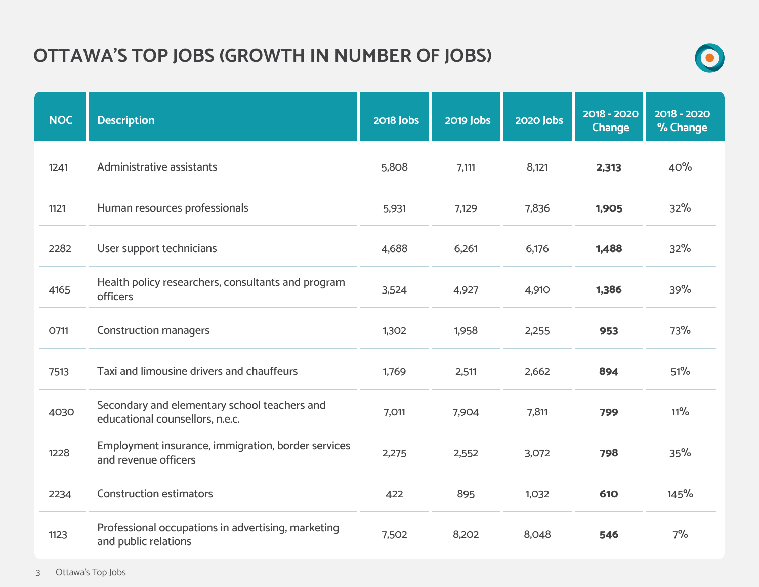# OTTAWA'S TOP JOBS (GROWTH IN NUMBER OF JOBS)

| NOC | Description | 2018 Jobs | 2019 Jobs | 2020 Jobs | 2018 - 2020 Change | 2018 - 2020 % Change |
|---|---|---|---|---|---|---|
| 1241 | Administrative assistants | 5,808 | 7,111 | 8,121 | **2,313** | 40% |
| 1121 | Human resources professionals | 5,931 | 7,129 | 7,836 | **1,905** | 32% |
| 2282 | User support technicians | 4,688 | 6,261 | 6,176 | **1,488** | 32% |
| 4165 | Health policy researchers, consultants and program officers | 3,524 | 4,927 | 4,910 | **1,386** | 39% |
| 0711 | Construction managers | 1,302 | 1,958 | 2,255 | **953** | 73% |
| 7513 | Taxi and limousine drivers and chauffeurs | 1,769 | 2,511 | 2,662 | **894** | 51% |
| 4030 | Secondary and elementary school teachers and educational counsellors, n.e.c. | 7,011 | 7,904 | 7,811 | **799** | 11% |
| 1228 | Employment insurance, immigration, border services and revenue officers | 2,275 | 2,552 | 3,072 | **798** | 35% |
| 2234 | Construction estimators | 422 | 895 | 1,032 | **610** | 145% |
| 1123 | Professional occupations in advertising, marketing and public relations | 7,502 | 8,202 | 8,048 | **546** | 7% |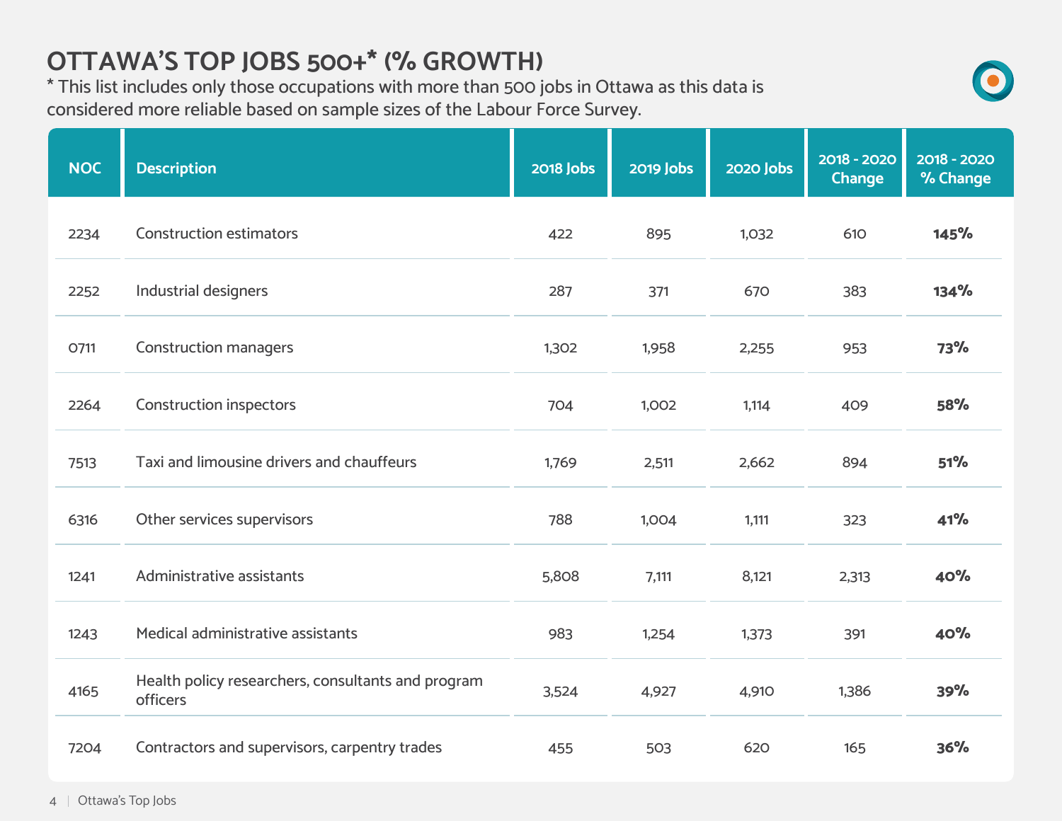# OTTAWA'S TOP JOBS 500+* (% GROWTH)

* This list includes only those occupations with more than 500 jobs in Ottawa as this data is considered more reliable based on sample sizes of the Labour Force Survey.

| NOC | Description | 2018 Jobs | 2019 Jobs | 2020 Jobs | 2018 - 2020 Change | 2018 - 2020 % Change |
|---|---|---|---|---|---|---|
| 2234 | Construction estimators | 422 | 895 | 1,032 | 610 | **145%** |
| 2252 | Industrial designers | 287 | 371 | 670 | 383 | **134%** |
| 0711 | Construction managers | 1,302 | 1,958 | 2,255 | 953 | **73%** |
| 2264 | Construction inspectors | 704 | 1,002 | 1,114 | 409 | **58%** |
| 7513 | Taxi and limousine drivers and chauffeurs | 1,769 | 2,511 | 2,662 | 894 | **51%** |
| 6316 | Other services supervisors | 788 | 1,004 | 1,111 | 323 | **41%** |
| 1241 | Administrative assistants | 5,808 | 7,111 | 8,121 | 2,313 | **40%** |
| 1243 | Medical administrative assistants | 983 | 1,254 | 1,373 | 391 | **40%** |
| 4165 | Health policy researchers, consultants and program officers | 3,524 | 4,927 | 4,910 | 1,386 | **39%** |
| 7204 | Contractors and supervisors, carpentry trades | 455 | 503 | 620 | 165 | **36%** |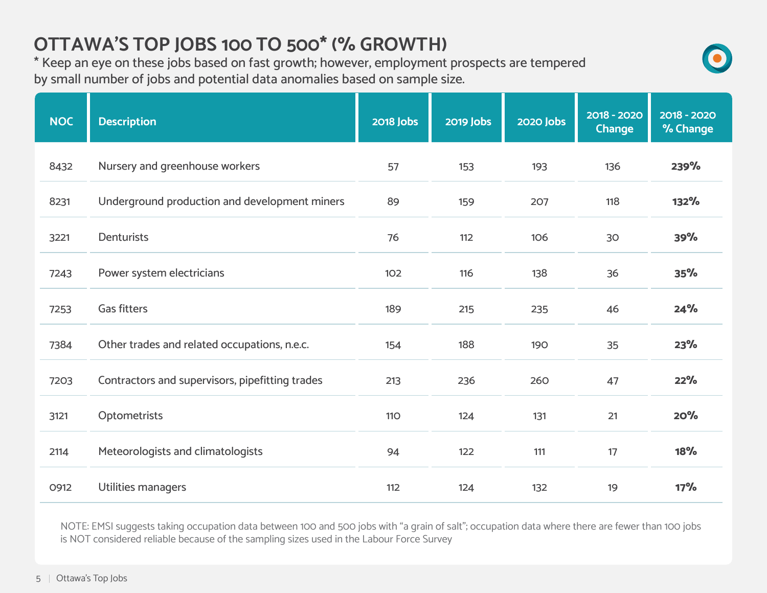# OTTAWA'S TOP JOBS 100 TO 500* (% GROWTH)

* Keep an eye on these jobs based on fast growth; however, employment prospects are tempered by small number of jobs and potential data anomalies based on sample size.

| NOC | Description | 2018 Jobs | 2019 Jobs | 2020 Jobs | 2018 - 2020 Change | 2018 - 2020 % Change |
|---|---|---|---|---|---|---|
| 8432 | Nursery and greenhouse workers | 57 | 153 | 193 | 136 | **239%** |
| 8231 | Underground production and development miners | 89 | 159 | 207 | 118 | **132%** |
| 3221 | Denturists | 76 | 112 | 106 | 30 | **39%** |
| 7243 | Power system electricians | 102 | 116 | 138 | 36 | **35%** |
| 7253 | Gas fitters | 189 | 215 | 235 | 46 | **24%** |
| 7384 | Other trades and related occupations, n.e.c. | 154 | 188 | 190 | 35 | **23%** |
| 7203 | Contractors and supervisors, pipefitting trades | 213 | 236 | 260 | 47 | **22%** |
| 3121 | Optometrists | 110 | 124 | 131 | 21 | **20%** |
| 2114 | Meteorologists and climatologists | 94 | 122 | 111 | 17 | **18%** |
| 0912 | Utilities managers | 112 | 124 | 132 | 19 | **17%** |

NOTE: EMSI suggests taking occupation data between 100 and 500 jobs with "a grain of salt"; occupation data where there are fewer than 100 jobs is NOT considered reliable because of the sampling sizes used in the Labour Force Survey